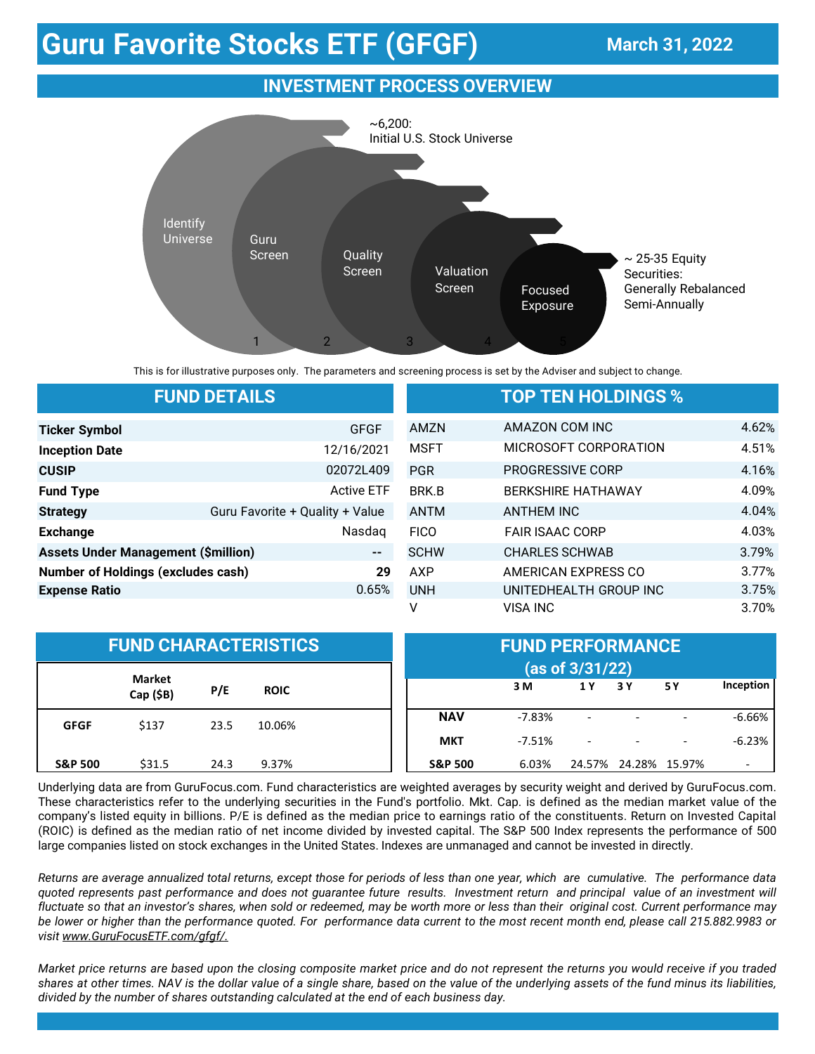# Guru Favorite Stocks ETF (GFGF)

**March 31, 2022**

## INVESTMENT PROCESS OVERVIEW

~6,200: Initial U.S. Stock Universe

1. Identify Universe
2. Guru Screen
3. Quality Screen
4. Valuation Screen
5. Focused Exposure

~ 25-35 Equity Securities: Generally Rebalanced Semi-Annually

This is for illustrative purposes only. The parameters and screening process is set by the Adviser and subject to change.

## FUND DETAILS

| | |
|---|---|
| **Ticker Symbol** | GFGF |
| **Inception Date** | 12/16/2021 |
| **CUSIP** | 02072L409 |
| **Fund Type** | Active ETF |
| **Strategy** | Guru Favorite + Quality + Value |
| **Exchange** | Nasdaq |
| **Assets Under Management ($million)** | -- |
| **Number of Holdings (excludes cash)** | **29** |
| **Expense Ratio** | 0.65% |

## TOP TEN HOLDINGS %

| | | |
|---|---|---|
| AMZN | AMAZON COM INC | 4.62% |
| MSFT | MICROSOFT CORPORATION | 4.51% |
| PGR | PROGRESSIVE CORP | 4.16% |
| BRK.B | BERKSHIRE HATHAWAY | 4.09% |
| ANTM | ANTHEM INC | 4.04% |
| FICO | FAIR ISAAC CORP | 4.03% |
| SCHW | CHARLES SCHWAB | 3.79% |
| AXP | AMERICAN EXPRESS CO | 3.77% |
| UNH | UNITEDHEALTH GROUP INC | 3.75% |
| V | VISA INC | 3.70% |

## FUND CHARACTERISTICS

| | Market Cap ($B) | P/E | ROIC |
|---|---|---|---|
| **GFGF** | $137 | 23.5 | 10.06% |
| **S&P 500** | $31.5 | 24.3 | 9.37% |

## FUND PERFORMANCE (as of 3/31/22)

| | 3 M | 1 Y | 3 Y | 5 Y | Inception |
|---|---|---|---|---|---|
| **NAV** | -7.83% | - | - | - | -6.66% |
| **MKT** | -7.51% | - | - | - | -6.23% |
| **S&P 500** | 6.03% | 24.57% | 24.28% | 15.97% | - |

Underlying data are from GuruFocus.com. Fund characteristics are weighted averages by security weight and derived by GuruFocus.com. These characteristics refer to the underlying securities in the Fund's portfolio. Mkt. Cap. is defined as the median market value of the company's listed equity in billions. P/E is defined as the median price to earnings ratio of the constituents. Return on Invested Capital (ROIC) is defined as the median ratio of net income divided by invested capital. The S&P 500 Index represents the performance of 500 large companies listed on stock exchanges in the United States. Indexes are unmanaged and cannot be invested in directly.

*Returns are average annualized total returns, except those for periods of less than one year, which are cumulative. The performance data quoted represents past performance and does not guarantee future results. Investment return and principal value of an investment will fluctuate so that an investor's shares, when sold or redeemed, may be worth more or less than their original cost. Current performance may be lower or higher than the performance quoted. For performance data current to the most recent month end, please call 215.882.9983 or visit www.GuruFocusETF.com/gfgf/.*

*Market price returns are based upon the closing composite market price and do not represent the returns you would receive if you traded shares at other times. NAV is the dollar value of a single share, based on the value of the underlying assets of the fund minus its liabilities, divided by the number of shares outstanding calculated at the end of each business day.*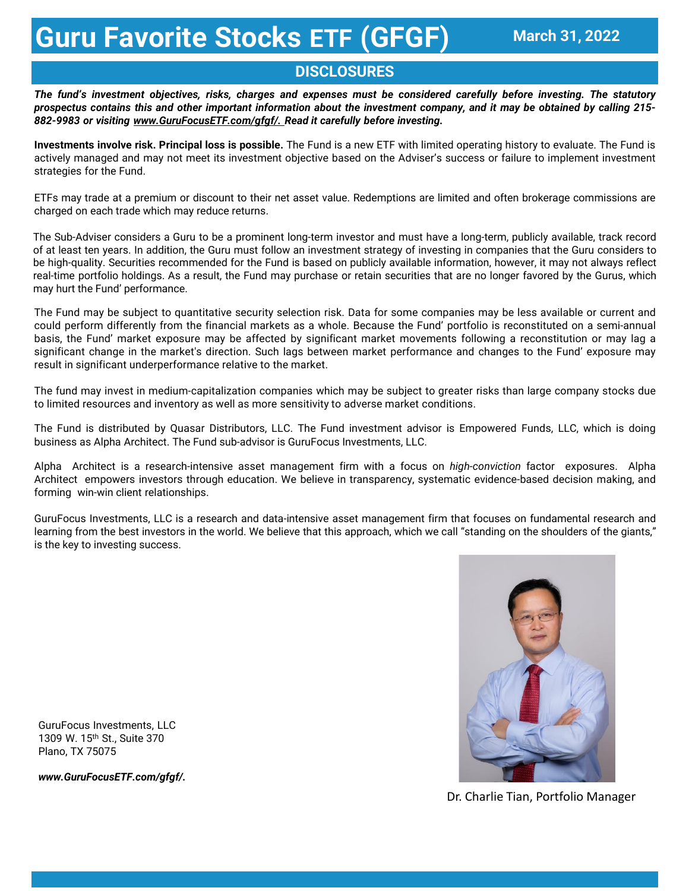# Guru Favorite Stocks ETF (GFGF)

March 31, 2022

## DISCLOSURES

***The fund's investment objectives, risks, charges and expenses must be considered carefully before investing. The statutory prospectus contains this and other important information about the investment company, and it may be obtained by calling 215-882-9983 or visiting www.GuruFocusETF.com/gfgf/. Read it carefully before investing.***

**Investments involve risk. Principal loss is possible.** The Fund is a new ETF with limited operating history to evaluate. The Fund is actively managed and may not meet its investment objective based on the Adviser's success or failure to implement investment strategies for the Fund.

ETFs may trade at a premium or discount to their net asset value. Redemptions are limited and often brokerage commissions are charged on each trade which may reduce returns.

The Sub-Adviser considers a Guru to be a prominent long-term investor and must have a long-term, publicly available, track record of at least ten years. In addition, the Guru must follow an investment strategy of investing in companies that the Guru considers to be high-quality. Securities recommended for the Fund is based on publicly available information, however, it may not always reflect real-time portfolio holdings. As a result, the Fund may purchase or retain securities that are no longer favored by the Gurus, which may hurt the Fund' performance.

The Fund may be subject to quantitative security selection risk. Data for some companies may be less available or current and could perform differently from the financial markets as a whole. Because the Fund' portfolio is reconstituted on a semi-annual basis, the Fund' market exposure may be affected by significant market movements following a reconstitution or may lag a significant change in the market's direction. Such lags between market performance and changes to the Fund' exposure may result in significant underperformance relative to the market.

The fund may invest in medium-capitalization companies which may be subject to greater risks than large company stocks due to limited resources and inventory as well as more sensitivity to adverse market conditions.

The Fund is distributed by Quasar Distributors, LLC. The Fund investment advisor is Empowered Funds, LLC, which is doing business as Alpha Architect. The Fund sub-advisor is GuruFocus Investments, LLC.

Alpha Architect is a research-intensive asset management firm with a focus on *high-conviction* factor exposures. Alpha Architect empowers investors through education. We believe in transparency, systematic evidence-based decision making, and forming win-win client relationships.

GuruFocus Investments, LLC is a research and data-intensive asset management firm that focuses on fundamental research and learning from the best investors in the world. We believe that this approach, which we call "standing on the shoulders of the giants," is the key to investing success.

GuruFocus Investments, LLC
1309 W. 15th St., Suite 370
Plano, TX 75075

***www.GuruFocusETF.com/gfgf/.***

Dr. Charlie Tian, Portfolio Manager